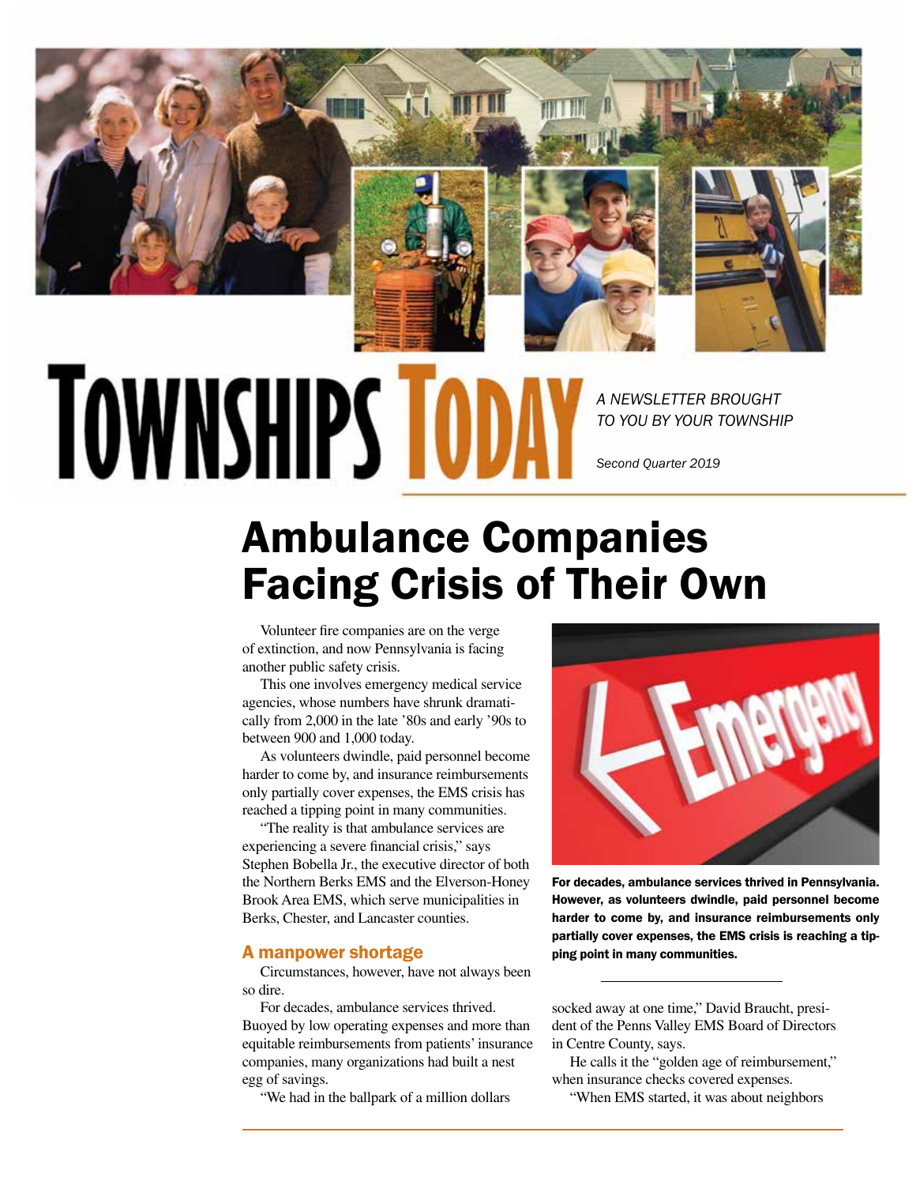# Townships Today

*A NEWSLETTER BROUGHT TO YOU BY YOUR TOWNSHIP*

*Second Quarter 2019*

# Ambulance Companies Facing Crisis of Their Own

Volunteer fire companies are on the verge of extinction, and now Pennsylvania is facing another public safety crisis.

This one involves emergency medical service agencies, whose numbers have shrunk dramatically from 2,000 in the late '80s and early '90s to between 900 and 1,000 today.

As volunteers dwindle, paid personnel become harder to come by, and insurance reimbursements only partially cover expenses, the EMS crisis has reached a tipping point in many communities.

"The reality is that ambulance services are experiencing a severe financial crisis," says Stephen Bobella Jr., the executive director of both the Northern Berks EMS and the Elverson-Honey Brook Area EMS, which serve municipalities in Berks, Chester, and Lancaster counties.

## A manpower shortage

Circumstances, however, have not always been so dire.

For decades, ambulance services thrived. Buoyed by low operating expenses and more than equitable reimbursements from patients' insurance companies, many organizations had built a nest egg of savings.

"We had in the ballpark of a million dollars socked away at one time," David Braucht, president of the Penns Valley EMS Board of Directors in Centre County, says.

He calls it the "golden age of reimbursement," when insurance checks covered expenses.

"When EMS started, it was about neighbors

**For decades, ambulance services thrived in Pennsylvania. However, as volunteers dwindle, paid personnel become harder to come by, and insurance reimbursements only partially cover expenses, the EMS crisis is reaching a tipping point in many communities.**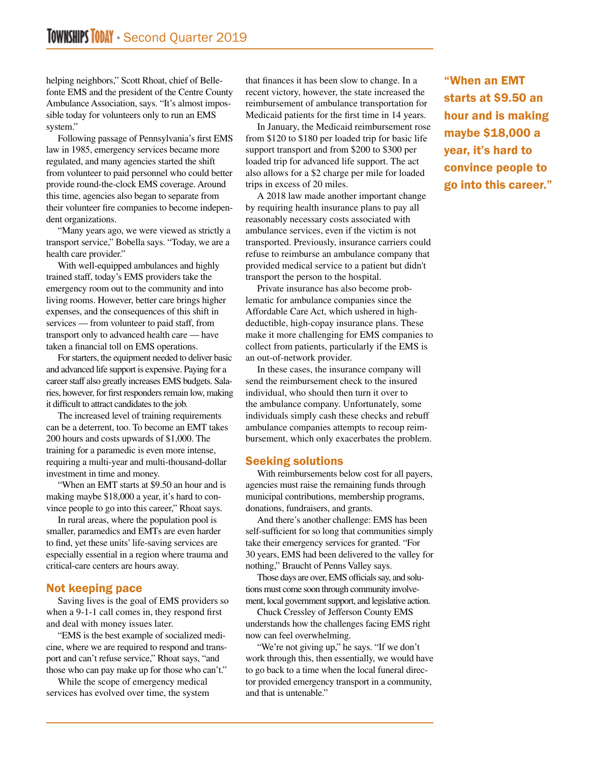helping neighbors," Scott Rhoat, chief of Bellefonte EMS and the president of the Centre County Ambulance Association, says. "It's almost impossible today for volunteers only to run an EMS system."

Following passage of Pennsylvania's first EMS law in 1985, emergency services became more regulated, and many agencies started the shift from volunteer to paid personnel who could better provide round-the-clock EMS coverage. Around this time, agencies also began to separate from their volunteer fire companies to become independent organizations.

"Many years ago, we were viewed as strictly a transport service," Bobella says. "Today, we are a health care provider."

With well-equipped ambulances and highly trained staff, today's EMS providers take the emergency room out to the community and into living rooms. However, better care brings higher expenses, and the consequences of this shift in services — from volunteer to paid staff, from transport only to advanced health care — have taken a financial toll on EMS operations.

For starters, the equipment needed to deliver basic and advanced life support is expensive. Paying for a career staff also greatly increases EMS budgets. Salaries, however, for first responders remain low, making it difficult to attract candidates to the job.

The increased level of training requirements can be a deterrent, too. To become an EMT takes 200 hours and costs upwards of $1,000. The training for a paramedic is even more intense, requiring a multi-year and multi-thousand-dollar investment in time and money.

"When an EMT starts at $9.50 an hour and is making maybe $18,000 a year, it's hard to convince people to go into this career," Rhoat says.

In rural areas, where the population pool is smaller, paramedics and EMTs are even harder to find, yet these units' life-saving services are especially essential in a region where trauma and critical-care centers are hours away.

## Not keeping pace

Saving lives is the goal of EMS providers so when a 9-1-1 call comes in, they respond first and deal with money issues later.

"EMS is the best example of socialized medicine, where we are required to respond and transport and can't refuse service," Rhoat says, "and those who can pay make up for those who can't."

While the scope of emergency medical services has evolved over time, the system that finances it has been slow to change. In a recent victory, however, the state increased the reimbursement of ambulance transportation for Medicaid patients for the first time in 14 years.

In January, the Medicaid reimbursement rose from $120 to $180 per loaded trip for basic life support transport and from $200 to $300 per loaded trip for advanced life support. The act also allows for a $2 charge per mile for loaded trips in excess of 20 miles.

A 2018 law made another important change by requiring health insurance plans to pay all reasonably necessary costs associated with ambulance services, even if the victim is not transported. Previously, insurance carriers could refuse to reimburse an ambulance company that provided medical service to a patient but didn't transport the person to the hospital.

Private insurance has also become problematic for ambulance companies since the Affordable Care Act, which ushered in high-deductible, high-copay insurance plans. These make it more challenging for EMS companies to collect from patients, particularly if the EMS is an out-of-network provider.

In these cases, the insurance company will send the reimbursement check to the insured individual, who should then turn it over to the ambulance company. Unfortunately, some individuals simply cash these checks and rebuff ambulance companies attempts to recoup reimbursement, which only exacerbates the problem.

## Seeking solutions

With reimbursements below cost for all payers, agencies must raise the remaining funds through municipal contributions, membership programs, donations, fundraisers, and grants.

And there's another challenge: EMS has been self-sufficient for so long that communities simply take their emergency services for granted. "For 30 years, EMS had been delivered to the valley for nothing," Braucht of Penns Valley says.

Those days are over, EMS officials say, and solutions must come soon through community involvement, local government support, and legislative action.

Chuck Cressley of Jefferson County EMS understands how the challenges facing EMS right now can feel overwhelming.

"We're not giving up," he says. "If we don't work through this, then essentially, we would have to go back to a time when the local funeral director provided emergency transport in a community, and that is untenable."

**"When an EMT starts at $9.50 an hour and is making maybe $18,000 a year, it's hard to convince people to go into this career."**